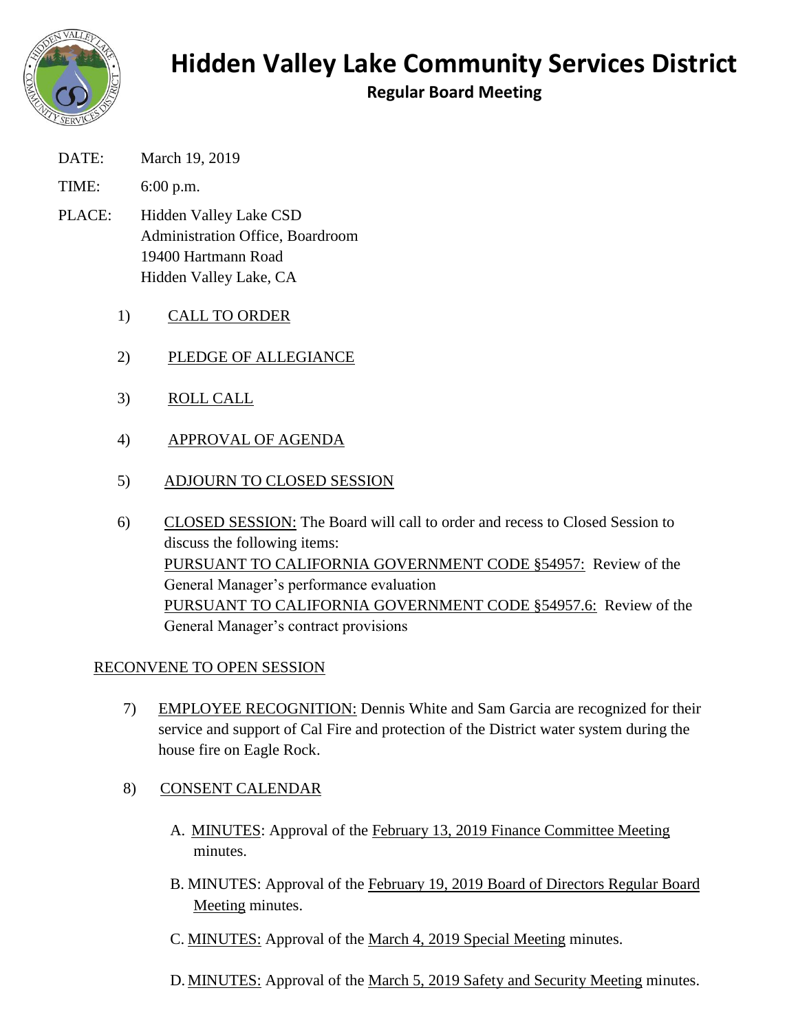# Hidden Valley Lake Community Services District

## Regular Board Meeting

DATE: March 19, 2019

TIME: 6:00 p.m.

PLACE: Hidden Valley Lake CSD
Administration Office, Boardroom
19400 Hartmann Road
Hidden Valley Lake, CA

1) CALL TO ORDER

2) PLEDGE OF ALLEGIANCE

3) ROLL CALL

4) APPROVAL OF AGENDA

5) ADJOURN TO CLOSED SESSION

6) CLOSED SESSION: The Board will call to order and recess to Closed Session to discuss the following items:
PURSUANT TO CALIFORNIA GOVERNMENT CODE §54957: Review of the General Manager's performance evaluation
PURSUANT TO CALIFORNIA GOVERNMENT CODE §54957.6: Review of the General Manager's contract provisions

RECONVENE TO OPEN SESSION

7) EMPLOYEE RECOGNITION: Dennis White and Sam Garcia are recognized for their service and support of Cal Fire and protection of the District water system during the house fire on Eagle Rock.

8) CONSENT CALENDAR

A. MINUTES: Approval of the February 13, 2019 Finance Committee Meeting minutes.

B. MINUTES: Approval of the February 19, 2019 Board of Directors Regular Board Meeting minutes.

C. MINUTES: Approval of the March 4, 2019 Special Meeting minutes.

D. MINUTES: Approval of the March 5, 2019 Safety and Security Meeting minutes.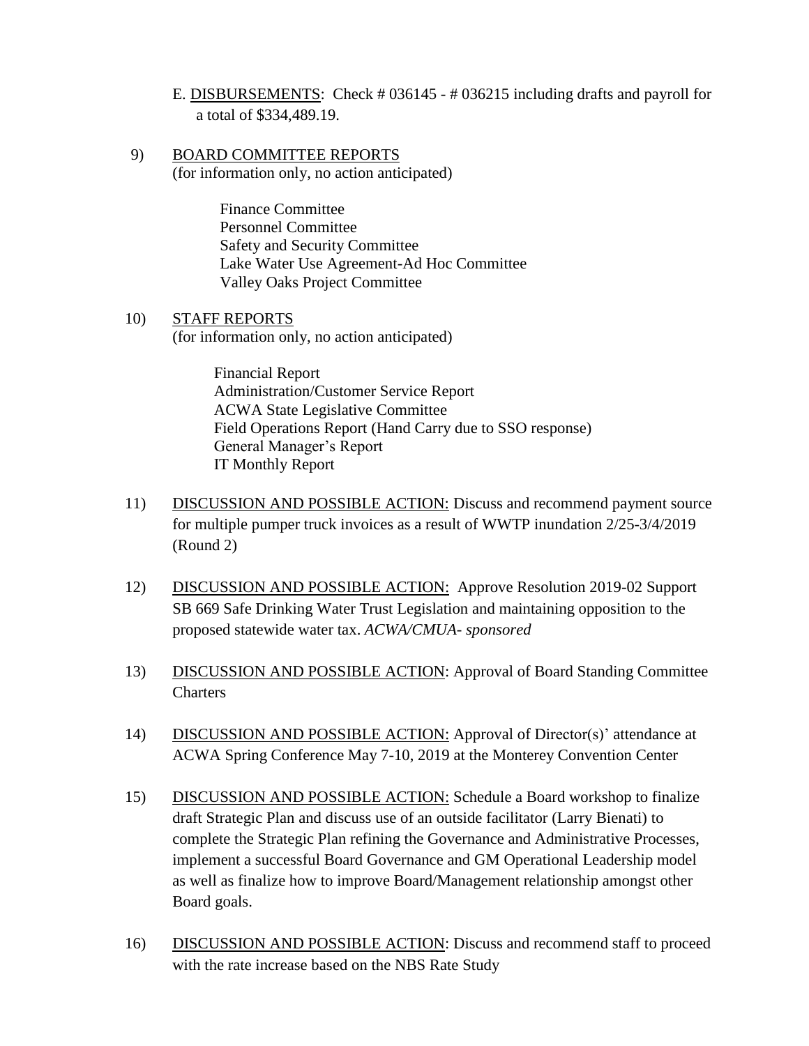E. <u>DISBURSEMENTS</u>: Check # 036145 - # 036215 including drafts and payroll for a total of $334,489.19.

9) <u>BOARD COMMITTEE REPORTS</u>
(for information only, no action anticipated)

Finance Committee
Personnel Committee
Safety and Security Committee
Lake Water Use Agreement-Ad Hoc Committee
Valley Oaks Project Committee

10) <u>STAFF REPORTS</u>
(for information only, no action anticipated)

Financial Report
Administration/Customer Service Report
ACWA State Legislative Committee
Field Operations Report (Hand Carry due to SSO response)
General Manager's Report
IT Monthly Report

11) <u>DISCUSSION AND POSSIBLE ACTION:</u> Discuss and recommend payment source for multiple pumper truck invoices as a result of WWTP inundation 2/25-3/4/2019 (Round 2)

12) <u>DISCUSSION AND POSSIBLE ACTION:</u> Approve Resolution 2019-02 Support SB 669 Safe Drinking Water Trust Legislation and maintaining opposition to the proposed statewide water tax. *ACWA/CMUA- sponsored*

13) <u>DISCUSSION AND POSSIBLE ACTION</u>: Approval of Board Standing Committee Charters

14) <u>DISCUSSION AND POSSIBLE ACTION:</u> Approval of Director(s)' attendance at ACWA Spring Conference May 7-10, 2019 at the Monterey Convention Center

15) <u>DISCUSSION AND POSSIBLE ACTION:</u> Schedule a Board workshop to finalize draft Strategic Plan and discuss use of an outside facilitator (Larry Bienati) to complete the Strategic Plan refining the Governance and Administrative Processes, implement a successful Board Governance and GM Operational Leadership model as well as finalize how to improve Board/Management relationship amongst other Board goals.

16) <u>DISCUSSION AND POSSIBLE ACTION</u>: Discuss and recommend staff to proceed with the rate increase based on the NBS Rate Study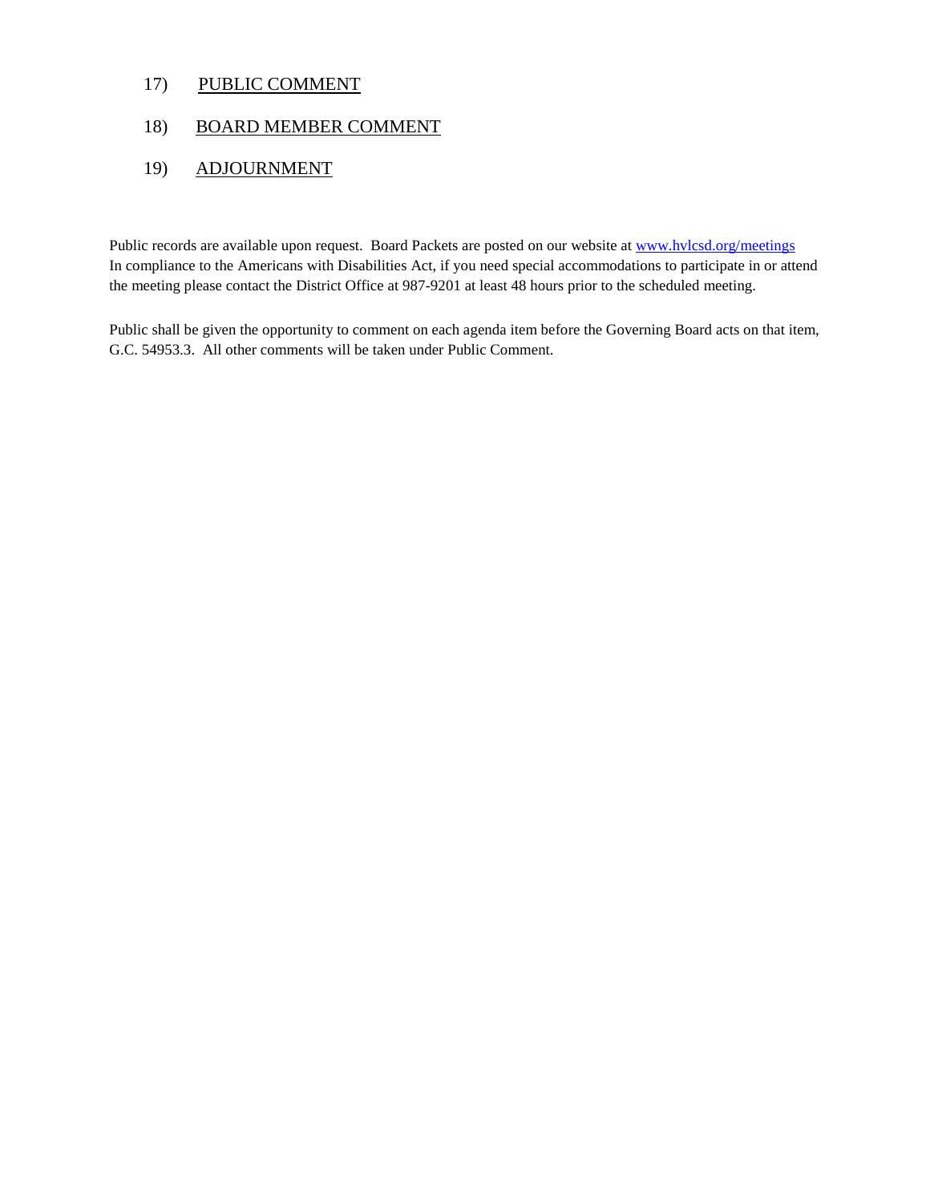17) <u>PUBLIC COMMENT</u>

18) <u>BOARD MEMBER COMMENT</u>

19) <u>ADJOURNMENT</u>

Public records are available upon request. Board Packets are posted on our website at [www.hvlcsd.org/meetings](http://www.hvlcsd.org/meetings)
In compliance to the Americans with Disabilities Act, if you need special accommodations to participate in or attend the meeting please contact the District Office at 987-9201 at least 48 hours prior to the scheduled meeting.

Public shall be given the opportunity to comment on each agenda item before the Governing Board acts on that item, G.C. 54953.3. All other comments will be taken under Public Comment.